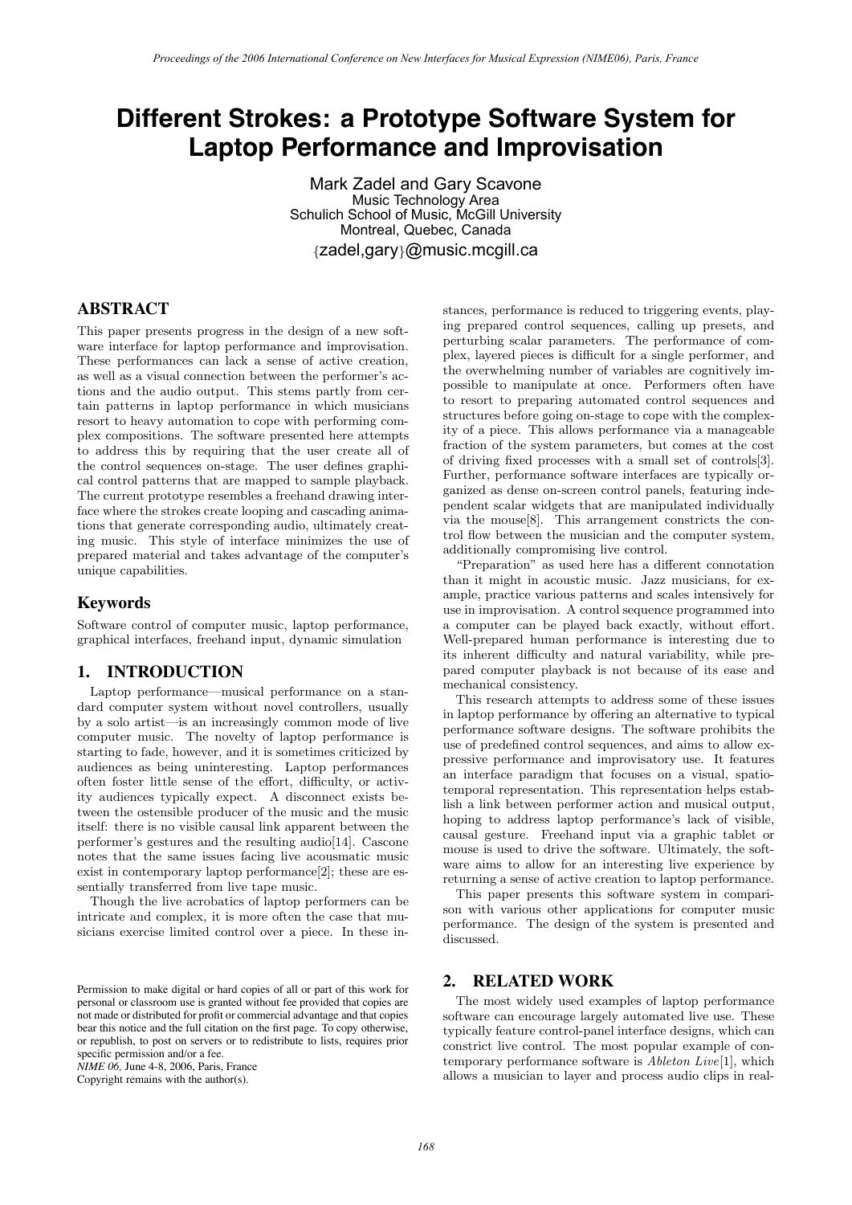# Different Strokes: a Prototype Software System for Laptop Performance and Improvisation

Mark Zadel and Gary Scavone
Music Technology Area
Schulich School of Music, McGill University
Montreal, Quebec, Canada
{zadel,gary}@music.mcgill.ca

## ABSTRACT

This paper presents progress in the design of a new software interface for laptop performance and improvisation. These performances can lack a sense of active creation, as well as a visual connection between the performer's actions and the audio output. This stems partly from certain patterns in laptop performance in which musicians resort to heavy automation to cope with performing complex compositions. The software presented here attempts to address this by requiring that the user create all of the control sequences on-stage. The user defines graphical control patterns that are mapped to sample playback. The current prototype resembles a freehand drawing interface where the strokes create looping and cascading animations that generate corresponding audio, ultimately creating music. This style of interface minimizes the use of prepared material and takes advantage of the computer's unique capabilities.

### Keywords

Software control of computer music, laptop performance, graphical interfaces, freehand input, dynamic simulation

## 1. INTRODUCTION

Laptop performance—musical performance on a standard computer system without novel controllers, usually by a solo artist—is an increasingly common mode of live computer music. The novelty of laptop performance is starting to fade, however, and it is sometimes criticized by audiences as being uninteresting. Laptop performances often foster little sense of the effort, difficulty, or activity audiences typically expect. A disconnect exists between the ostensible producer of the music and the music itself: there is no visible causal link apparent between the performer's gestures and the resulting audio[14]. Cascone notes that the same issues facing live acousmatic music exist in contemporary laptop performance[2]; these are essentially transferred from live tape music.

Though the live acrobatics of laptop performers can be intricate and complex, it is more often the case that musicians exercise limited control over a piece. In these instances, performance is reduced to triggering events, playing prepared control sequences, calling up presets, and perturbing scalar parameters. The performance of complex, layered pieces is difficult for a single performer, and the overwhelming number of variables are cognitively impossible to manipulate at once. Performers often have to resort to preparing automated control sequences and structures before going on-stage to cope with the complexity of a piece. This allows performance via a manageable fraction of the system parameters, but comes at the cost of driving fixed processes with a small set of controls[3]. Further, performance software interfaces are typically organized as dense on-screen control panels, featuring independent scalar widgets that are manipulated individually via the mouse[8]. This arrangement constricts the control flow between the musician and the computer system, additionally compromising live control.

"Preparation" as used here has a different connotation than it might in acoustic music. Jazz musicians, for example, practice various patterns and scales intensively for use in improvisation. A control sequence programmed into a computer can be played back exactly, without effort. Well-prepared human performance is interesting due to its inherent difficulty and natural variability, while prepared computer playback is not because of its ease and mechanical consistency.

This research attempts to address some of these issues in laptop performance by offering an alternative to typical performance software designs. The software prohibits the use of predefined control sequences, and aims to allow expressive performance and improvisatory use. It features an interface paradigm that focuses on a visual, spatiotemporal representation. This representation helps establish a link between performer action and musical output, hoping to address laptop performance's lack of visible, causal gesture. Freehand input via a graphic tablet or mouse is used to drive the software. Ultimately, the software aims to allow for an interesting live experience by returning a sense of active creation to laptop performance.

This paper presents this software system in comparison with various other applications for computer music performance. The design of the system is presented and discussed.

## 2. RELATED WORK

The most widely used examples of laptop performance software can encourage largely automated live use. These typically feature control-panel interface designs, which can constrict live control. The most popular example of contemporary performance software is *Ableton Live*[1], which allows a musician to layer and process audio clips in real-

Permission to make digital or hard copies of all or part of this work for personal or classroom use is granted without fee provided that copies are not made or distributed for profit or commercial advantage and that copies bear this notice and the full citation on the first page. To copy otherwise, or republish, to post on servers or to redistribute to lists, requires prior specific permission and/or a fee.
*NIME 06*, June 4-8, 2006, Paris, France
Copyright remains with the author(s).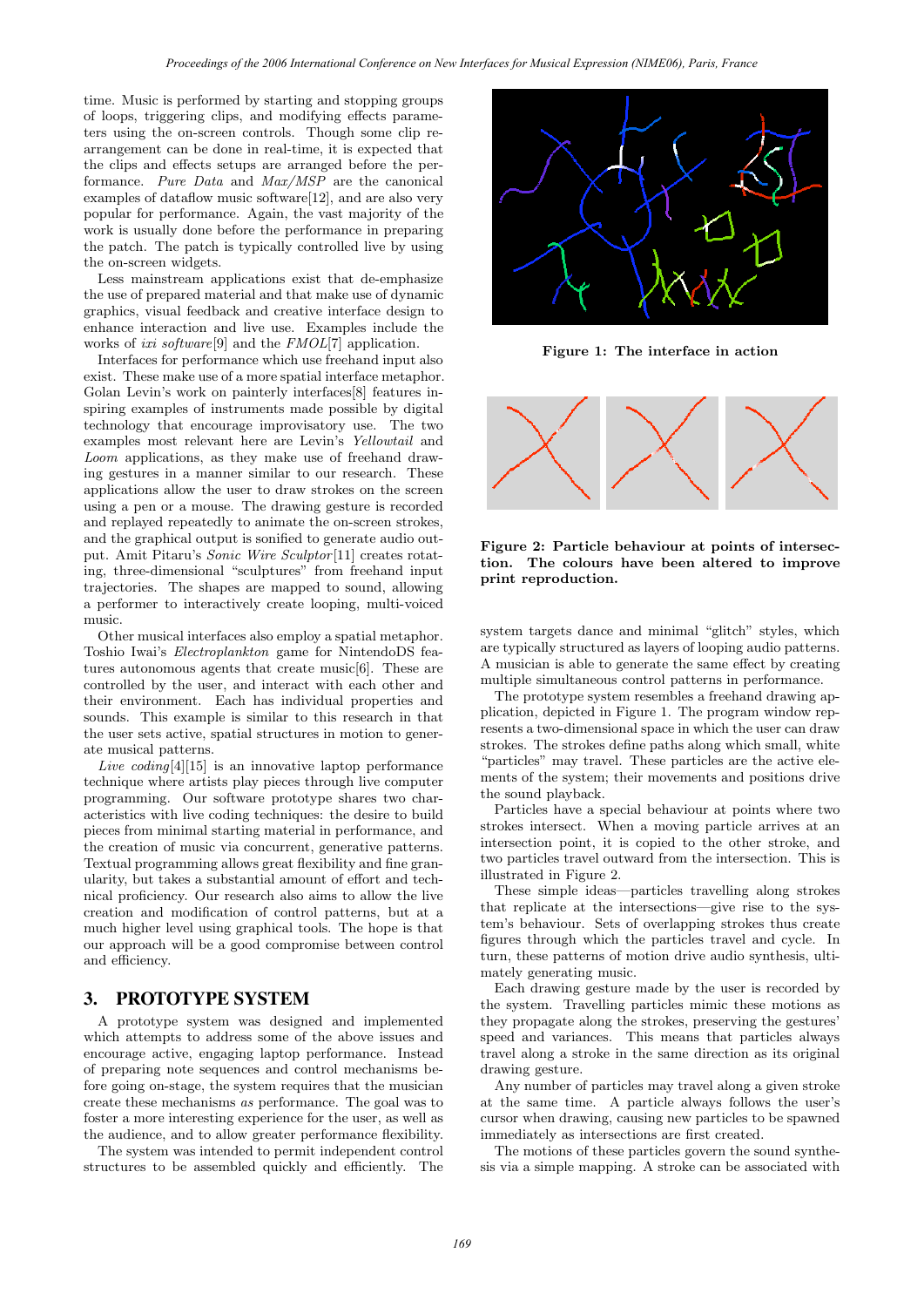time. Music is performed by starting and stopping groups of loops, triggering clips, and modifying effects parameters using the on-screen controls. Though some clip re-arrangement can be done in real-time, it is expected that the clips and effects setups are arranged before the performance. *Pure Data* and *Max/MSP* are the canonical examples of dataflow music software[12], and are also very popular for performance. Again, the vast majority of the work is usually done before the performance in preparing the patch. The patch is typically controlled live by using the on-screen widgets.

Less mainstream applications exist that de-emphasize the use of prepared material and that make use of dynamic graphics, visual feedback and creative interface design to enhance interaction and live use. Examples include the works of *ixi software*[9] and the *FMOL*[7] application.

Interfaces for performance which use freehand input also exist. These make use of a more spatial interface metaphor. Golan Levin's work on painterly interfaces[8] features inspiring examples of instruments made possible by digital technology that encourage improvisatory use. The two examples most relevant here are Levin's *Yellowtail* and *Loom* applications, as they make use of freehand drawing gestures in a manner similar to our research. These applications allow the user to draw strokes on the screen using a pen or a mouse. The drawing gesture is recorded and replayed repeatedly to animate the on-screen strokes, and the graphical output is sonified to generate audio output. Amit Pitaru's *Sonic Wire Sculptor*[11] creates rotating, three-dimensional "sculptures" from freehand input trajectories. The shapes are mapped to sound, allowing a performer to interactively create looping, multi-voiced music.

Other musical interfaces also employ a spatial metaphor. Toshio Iwai's *Electroplankton* game for NintendoDS features autonomous agents that create music[6]. These are controlled by the user, and interact with each other and their environment. Each has individual properties and sounds. This example is similar to this research in that the user sets active, spatial structures in motion to generate musical patterns.

*Live coding*[4][15] is an innovative laptop performance technique where artists play pieces through live computer programming. Our software prototype shares two characteristics with live coding techniques: the desire to build pieces from minimal starting material in performance, and the creation of music via concurrent, generative patterns. Textual programming allows great flexibility and fine granularity, but takes a substantial amount of effort and technical proficiency. Our research also aims to allow the live creation and modification of control patterns, but at a much higher level using graphical tools. The hope is that our approach will be a good compromise between control and efficiency.

## 3. PROTOTYPE SYSTEM

A prototype system was designed and implemented which attempts to address some of the above issues and encourage active, engaging laptop performance. Instead of preparing note sequences and control mechanisms before going on-stage, the system requires that the musician create these mechanisms *as* performance. The goal was to foster a more interesting experience for the user, as well as the audience, and to allow greater performance flexibility.

The system was intended to permit independent control structures to be assembled quickly and efficiently. The system targets dance and minimal "glitch" styles, which are typically structured as layers of looping audio patterns. A musician is able to generate the same effect by creating multiple simultaneous control patterns in performance.

**Figure 1: The interface in action**

**Figure 2: Particle behaviour at points of intersection. The colours have been altered to improve print reproduction.**

The prototype system resembles a freehand drawing application, depicted in Figure 1. The program window represents a two-dimensional space in which the user can draw strokes. The strokes define paths along which small, white "particles" may travel. These particles are the active elements of the system; their movements and positions drive the sound playback.

Particles have a special behaviour at points where two strokes intersect. When a moving particle arrives at an intersection point, it is copied to the other stroke, and two particles travel outward from the intersection. This is illustrated in Figure 2.

These simple ideas—particles travelling along strokes that replicate at the intersections—give rise to the system's behaviour. Sets of overlapping strokes thus create figures through which the particles travel and cycle. In turn, these patterns of motion drive audio synthesis, ultimately generating music.

Each drawing gesture made by the user is recorded by the system. Travelling particles mimic these motions as they propagate along the strokes, preserving the gestures' speed and variances. This means that particles always travel along a stroke in the same direction as its original drawing gesture.

Any number of particles may travel along a given stroke at the same time. A particle always follows the user's cursor when drawing, causing new particles to be spawned immediately as intersections are first created.

The motions of these particles govern the sound synthesis via a simple mapping. A stroke can be associated with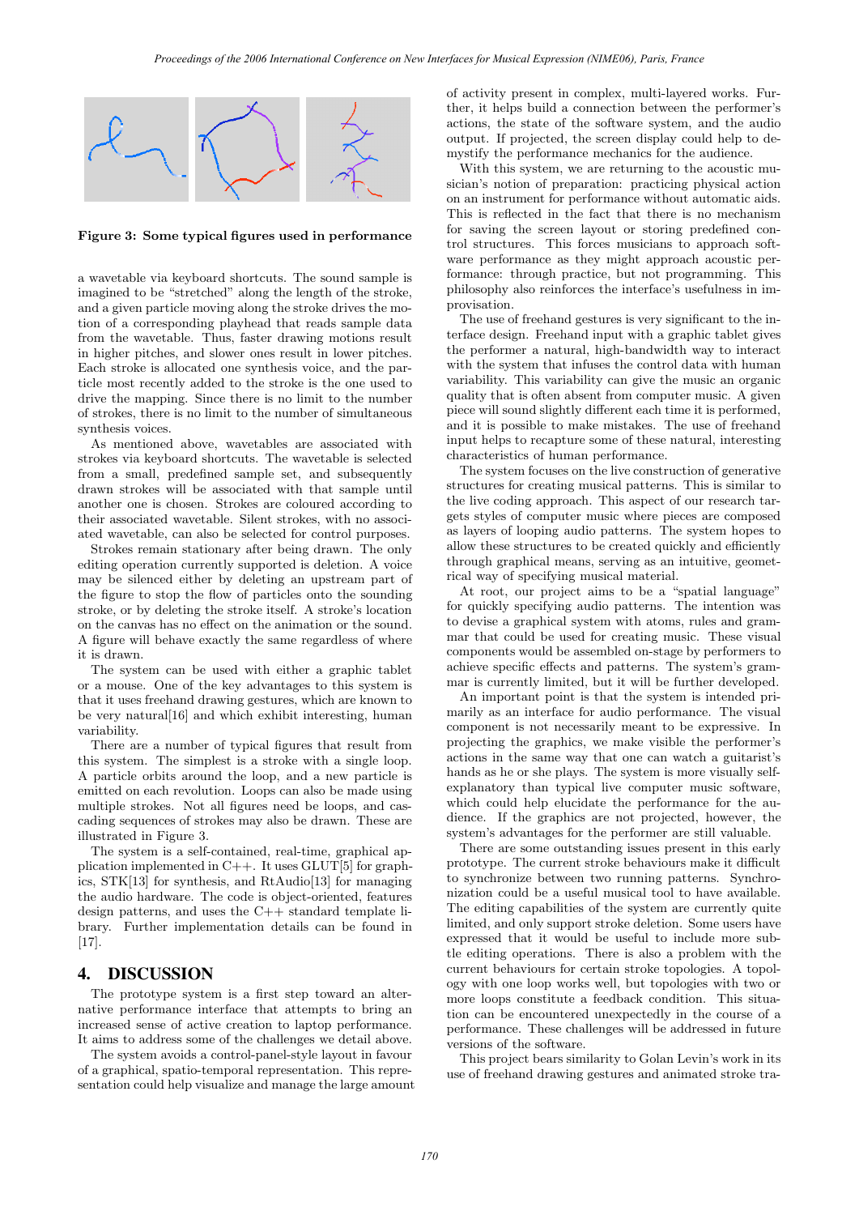**Figure 3: Some typical figures used in performance**

a wavetable via keyboard shortcuts. The sound sample is imagined to be "stretched" along the length of the stroke, and a given particle moving along the stroke drives the motion of a corresponding playhead that reads sample data from the wavetable. Thus, faster drawing motions result in higher pitches, and slower ones result in lower pitches. Each stroke is allocated one synthesis voice, and the particle most recently added to the stroke is the one used to drive the mapping. Since there is no limit to the number of strokes, there is no limit to the number of simultaneous synthesis voices.

As mentioned above, wavetables are associated with strokes via keyboard shortcuts. The wavetable is selected from a small, predefined sample set, and subsequently drawn strokes will be associated with that sample until another one is chosen. Strokes are coloured according to their associated wavetable. Silent strokes, with no associated wavetable, can also be selected for control purposes.

Strokes remain stationary after being drawn. The only editing operation currently supported is deletion. A voice may be silenced either by deleting an upstream part of the figure to stop the flow of particles onto the sounding stroke, or by deleting the stroke itself. A stroke's location on the canvas has no effect on the animation or the sound. A figure will behave exactly the same regardless of where it is drawn.

The system can be used with either a graphic tablet or a mouse. One of the key advantages to this system is that it uses freehand drawing gestures, which are known to be very natural[16] and which exhibit interesting, human variability.

There are a number of typical figures that result from this system. The simplest is a stroke with a single loop. A particle orbits around the loop, and a new particle is emitted on each revolution. Loops can also be made using multiple strokes. Not all figures need be loops, and cascading sequences of strokes may also be drawn. These are illustrated in Figure 3.

The system is a self-contained, real-time, graphical application implemented in C++. It uses GLUT[5] for graphics, STK[13] for synthesis, and RtAudio[13] for managing the audio hardware. The code is object-oriented, features design patterns, and uses the C++ standard template library. Further implementation details can be found in [17].

## 4. DISCUSSION

The prototype system is a first step toward an alternative performance interface that attempts to bring an increased sense of active creation to laptop performance. It aims to address some of the challenges we detail above.

The system avoids a control-panel-style layout in favour of a graphical, spatio-temporal representation. This representation could help visualize and manage the large amount of activity present in complex, multi-layered works. Further, it helps build a connection between the performer's actions, the state of the software system, and the audio output. If projected, the screen display could help to demystify the performance mechanics for the audience.

With this system, we are returning to the acoustic musician's notion of preparation: practicing physical action on an instrument for performance without automatic aids. This is reflected in the fact that there is no mechanism for saving the screen layout or storing predefined control structures. This forces musicians to approach software performance as they might approach acoustic performance: through practice, but not programming. This philosophy also reinforces the interface's usefulness in improvisation.

The use of freehand gestures is very significant to the interface design. Freehand input with a graphic tablet gives the performer a natural, high-bandwidth way to interact with the system that infuses the control data with human variability. This variability can give the music an organic quality that is often absent from computer music. A given piece will sound slightly different each time it is performed, and it is possible to make mistakes. The use of freehand input helps to recapture some of these natural, interesting characteristics of human performance.

The system focuses on the live construction of generative structures for creating musical patterns. This is similar to the live coding approach. This aspect of our research targets styles of computer music where pieces are composed as layers of looping audio patterns. The system hopes to allow these structures to be created quickly and efficiently through graphical means, serving as an intuitive, geometrical way of specifying musical material.

At root, our project aims to be a "spatial language" for quickly specifying audio patterns. The intention was to devise a graphical system with atoms, rules and grammar that could be used for creating music. These visual components would be assembled on-stage by performers to achieve specific effects and patterns. The system's grammar is currently limited, but it will be further developed.

An important point is that the system is intended primarily as an interface for audio performance. The visual component is not necessarily meant to be expressive. In projecting the graphics, we make visible the performer's actions in the same way that one can watch a guitarist's hands as he or she plays. The system is more visually self-explanatory than typical live computer music software, which could help elucidate the performance for the audience. If the graphics are not projected, however, the system's advantages for the performer are still valuable.

There are some outstanding issues present in this early prototype. The current stroke behaviours make it difficult to synchronize between two running patterns. Synchronization could be a useful musical tool to have available. The editing capabilities of the system are currently quite limited, and only support stroke deletion. Some users have expressed that it would be useful to include more subtle editing operations. There is also a problem with the current behaviours for certain stroke topologies. A topology with one loop works well, but topologies with two or more loops constitute a feedback condition. This situation can be encountered unexpectedly in the course of a performance. These challenges will be addressed in future versions of the software.

This project bears similarity to Golan Levin's work in its use of freehand drawing gestures and animated stroke tra-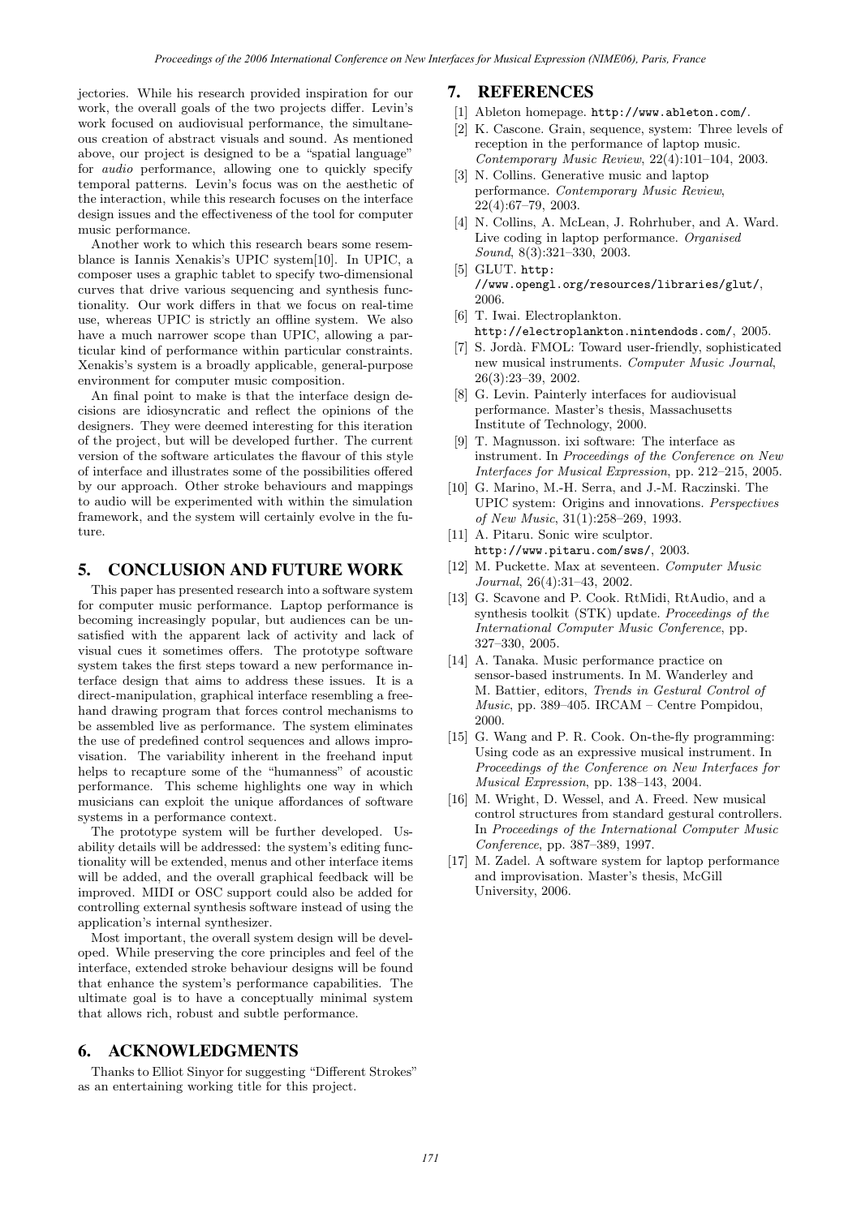jectories. While his research provided inspiration for our work, the overall goals of the two projects differ. Levin's work focused on audiovisual performance, the simultaneous creation of abstract visuals and sound. As mentioned above, our project is designed to be a "spatial language" for *audio* performance, allowing one to quickly specify temporal patterns. Levin's focus was on the aesthetic of the interaction, while this research focuses on the interface design issues and the effectiveness of the tool for computer music performance.

Another work to which this research bears some resemblance is Iannis Xenakis's UPIC system[10]. In UPIC, a composer uses a graphic tablet to specify two-dimensional curves that drive various sequencing and synthesis functionality. Our work differs in that we focus on real-time use, whereas UPIC is strictly an offline system. We also have a much narrower scope than UPIC, allowing a particular kind of performance within particular constraints. Xenakis's system is a broadly applicable, general-purpose environment for computer music composition.

An final point to make is that the interface design decisions are idiosyncratic and reflect the opinions of the designers. They were deemed interesting for this iteration of the project, but will be developed further. The current version of the software articulates the flavour of this style of interface and illustrates some of the possibilities offered by our approach. Other stroke behaviours and mappings to audio will be experimented with within the simulation framework, and the system will certainly evolve in the future.

## 5. CONCLUSION AND FUTURE WORK

This paper has presented research into a software system for computer music performance. Laptop performance is becoming increasingly popular, but audiences can be unsatisfied with the apparent lack of activity and lack of visual cues it sometimes offers. The prototype software system takes the first steps toward a new performance interface design that aims to address these issues. It is a direct-manipulation, graphical interface resembling a freehand drawing program that forces control mechanisms to be assembled live as performance. The system eliminates the use of predefined control sequences and allows improvisation. The variability inherent in the freehand input helps to recapture some of the "humanness" of acoustic performance. This scheme highlights one way in which musicians can exploit the unique affordances of software systems in a performance context.

The prototype system will be further developed. Usability details will be addressed: the system's editing functionality will be extended, menus and other interface items will be added, and the overall graphical feedback will be improved. MIDI or OSC support could also be added for controlling external synthesis software instead of using the application's internal synthesizer.

Most important, the overall system design will be developed. While preserving the core principles and feel of the interface, extended stroke behaviour designs will be found that enhance the system's performance capabilities. The ultimate goal is to have a conceptually minimal system that allows rich, robust and subtle performance.

## 6. ACKNOWLEDGMENTS

Thanks to Elliot Sinyor for suggesting "Different Strokes" as an entertaining working title for this project.

## 7. REFERENCES

[1] Ableton homepage. http://www.ableton.com/.

[2] K. Cascone. Grain, sequence, system: Three levels of reception in the performance of laptop music. *Contemporary Music Review*, 22(4):101–104, 2003.

[3] N. Collins. Generative music and laptop performance. *Contemporary Music Review*, 22(4):67–79, 2003.

[4] N. Collins, A. McLean, J. Rohrhuber, and A. Ward. Live coding in laptop performance. *Organised Sound*, 8(3):321–330, 2003.

[5] GLUT. http://www.opengl.org/resources/libraries/glut/, 2006.

[6] T. Iwai. Electroplankton. http://electroplankton.nintendods.com/, 2005.

[7] S. Jordà. FMOL: Toward user-friendly, sophisticated new musical instruments. *Computer Music Journal*, 26(3):23–39, 2002.

[8] G. Levin. Painterly interfaces for audiovisual performance. Master's thesis, Massachusetts Institute of Technology, 2000.

[9] T. Magnusson. ixi software: The interface as instrument. In *Proceedings of the Conference on New Interfaces for Musical Expression*, pp. 212–215, 2005.

[10] G. Marino, M.-H. Serra, and J.-M. Raczinski. The UPIC system: Origins and innovations. *Perspectives of New Music*, 31(1):258–269, 1993.

[11] A. Pitaru. Sonic wire sculptor. http://www.pitaru.com/sws/, 2003.

[12] M. Puckette. Max at seventeen. *Computer Music Journal*, 26(4):31–43, 2002.

[13] G. Scavone and P. Cook. RtMidi, RtAudio, and a synthesis toolkit (STK) update. *Proceedings of the International Computer Music Conference*, pp. 327–330, 2005.

[14] A. Tanaka. Music performance practice on sensor-based instruments. In M. Wanderley and M. Battier, editors, *Trends in Gestural Control of Music*, pp. 389–405. IRCAM – Centre Pompidou, 2000.

[15] G. Wang and P. R. Cook. On-the-fly programming: Using code as an expressive musical instrument. In *Proceedings of the Conference on New Interfaces for Musical Expression*, pp. 138–143, 2004.

[16] M. Wright, D. Wessel, and A. Freed. New musical control structures from standard gestural controllers. In *Proceedings of the International Computer Music Conference*, pp. 387–389, 1997.

[17] M. Zadel. A software system for laptop performance and improvisation. Master's thesis, McGill University, 2006.